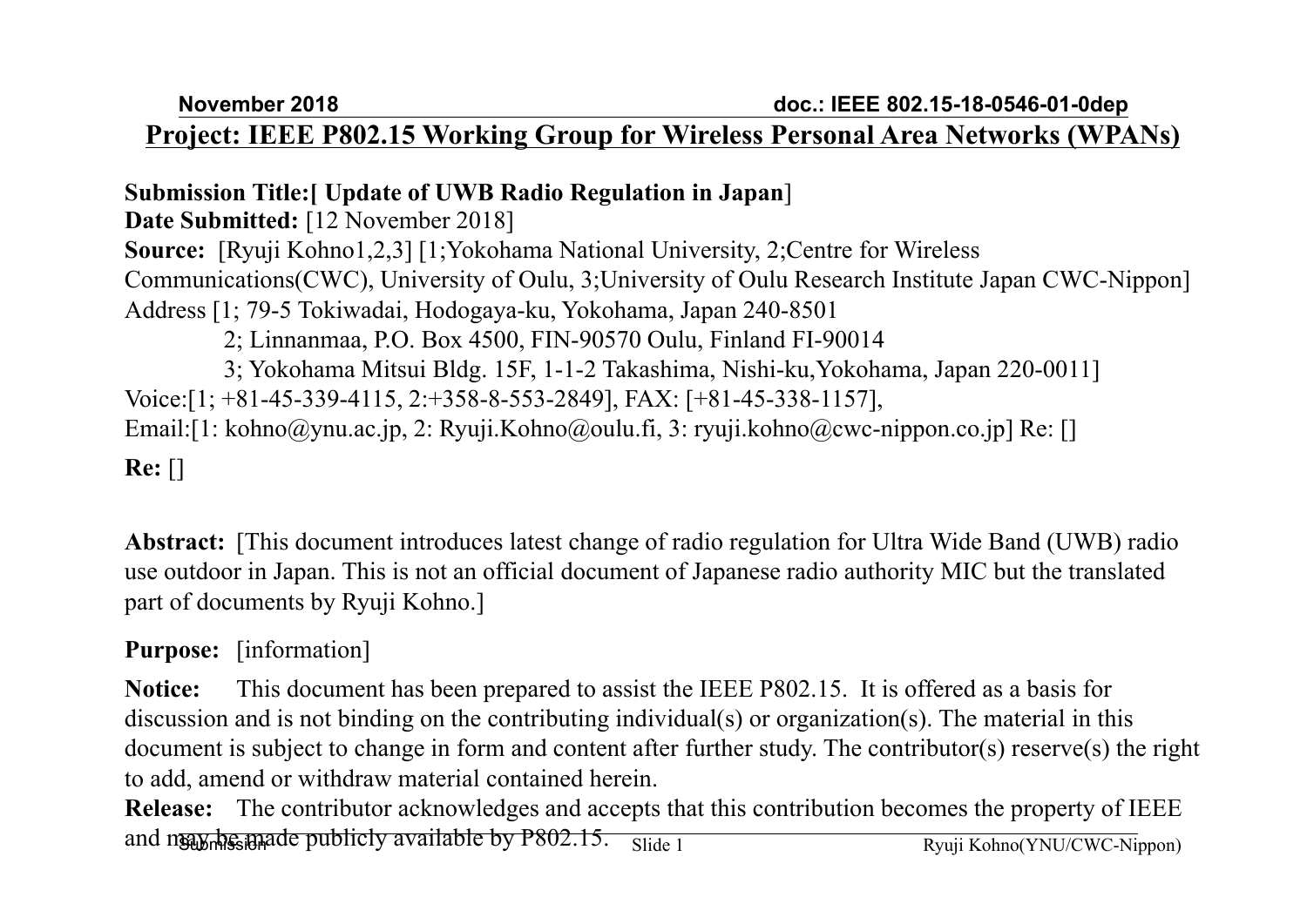## Project: IEEE P802.15 Working Group for Wireless Personal Area Networks (WPANs)

**Submission Title:[ Update of UWB Radio Regulation in Japan**]

**Date Submitted:** [12 November 2018]

**Source:** [Ryuji Kohno1,2,3] [1;Yokohama National University, 2;Centre for Wireless Communications(CWC), University of Oulu, 3;University of Oulu Research Institute Japan CWC-Nippon]

Address [1; 79-5 Tokiwadai, Hodogaya-ku, Yokohama, Japan 240-8501
2; Linnanmaa, P.O. Box 4500, FIN-90570 Oulu, Finland FI-90014
3; Yokohama Mitsui Bldg. 15F, 1-1-2 Takashima, Nishi-ku,Yokohama, Japan 220-0011]

Voice:[1; +81-45-339-4115, 2:+358-8-553-2849], FAX: [+81-45-338-1157],

Email:[1: kohno@ynu.ac.jp, 2: Ryuji.Kohno@oulu.fi, 3: ryuji.kohno@cwc-nippon.co.jp] Re: []

**Re:** []

**Abstract:** [This document introduces latest change of radio regulation for Ultra Wide Band (UWB) radio use outdoor in Japan. This is not an official document of Japanese radio authority MIC but the translated part of documents by Ryuji Kohno.]

**Purpose:** [information]

**Notice:** This document has been prepared to assist the IEEE P802.15. It is offered as a basis for discussion and is not binding on the contributing individual(s) or organization(s). The material in this document is subject to change in form and content after further study. The contributor(s) reserve(s) the right to add, amend or withdraw material contained herein.

**Release:** The contributor acknowledges and accepts that this contribution becomes the property of IEEE and may be made publicly available by P802.15.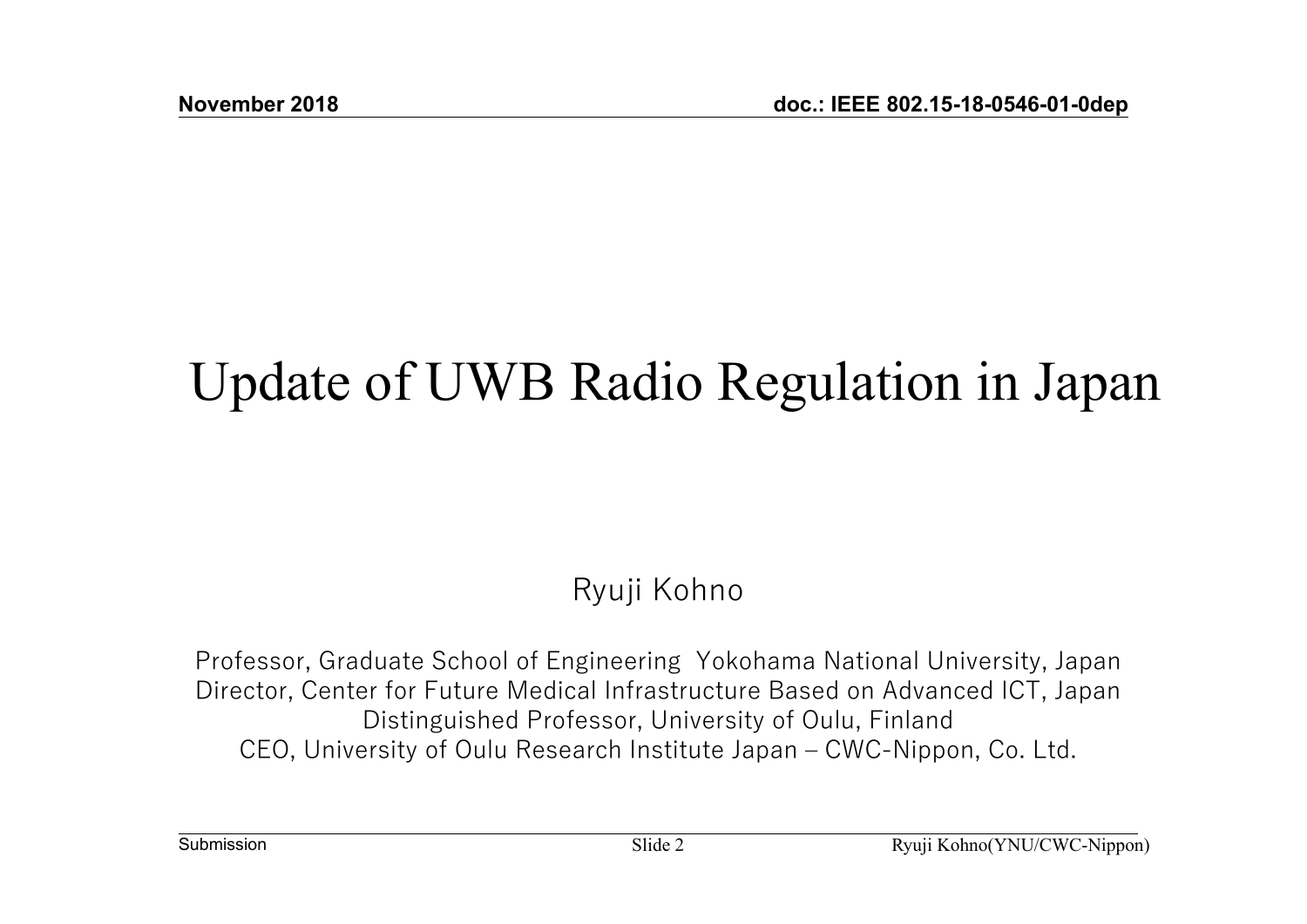# Update of UWB Radio Regulation in Japan

Ryuji Kohno

Professor, Graduate School of Engineering Yokohama National University, Japan
Director, Center for Future Medical Infrastructure Based on Advanced ICT, Japan
Distinguished Professor, University of Oulu, Finland
CEO, University of Oulu Research Institute Japan – CWC-Nippon, Co. Ltd.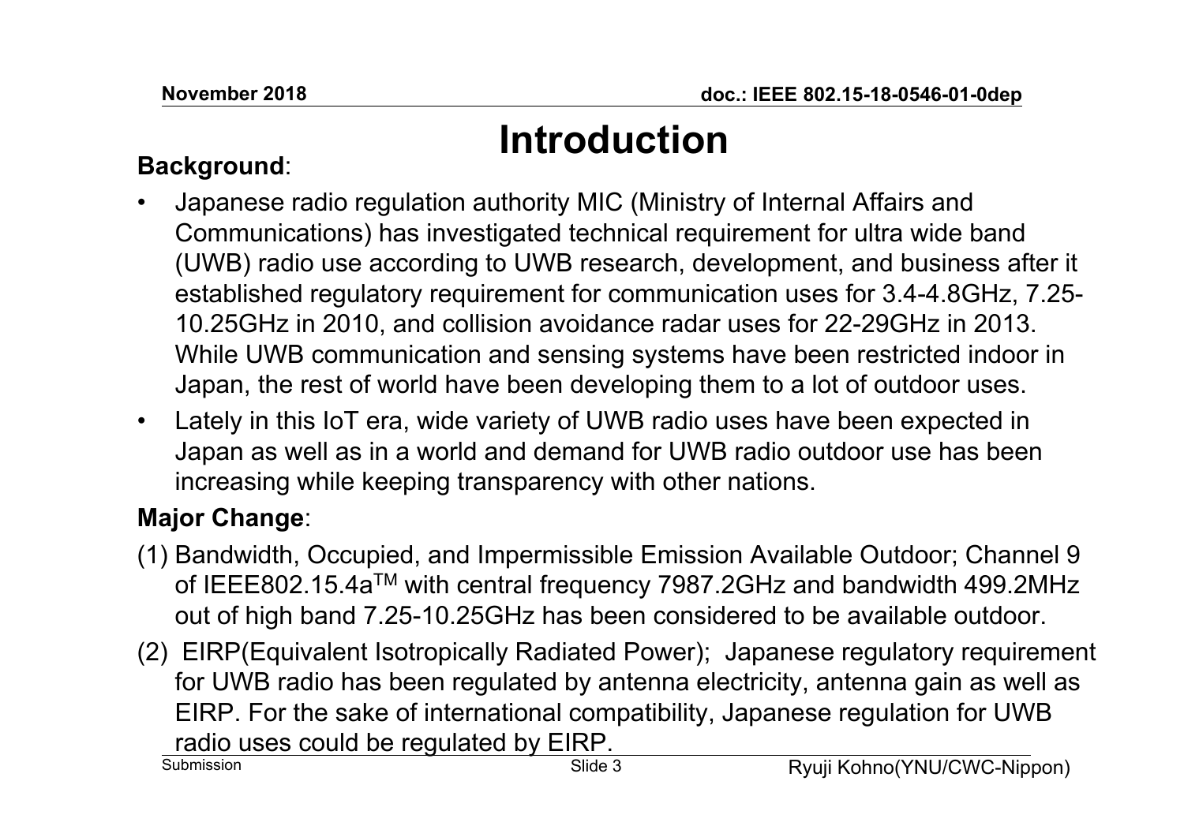# Introduction

**Background**:

- Japanese radio regulation authority MIC (Ministry of Internal Affairs and Communications) has investigated technical requirement for ultra wide band (UWB) radio use according to UWB research, development, and business after it established regulatory requirement for communication uses for 3.4-4.8GHz, 7.25-10.25GHz in 2010, and collision avoidance radar uses for 22-29GHz in 2013. While UWB communication and sensing systems have been restricted indoor in Japan, the rest of world have been developing them to a lot of outdoor uses.
- Lately in this IoT era, wide variety of UWB radio uses have been expected in Japan as well as in a world and demand for UWB radio outdoor use has been increasing while keeping transparency with other nations.

**Major Change**:

(1) Bandwidth, Occupied, and Impermissible Emission Available Outdoor; Channel 9 of IEEE802.15.4a™ with central frequency 7987.2GHz and bandwidth 499.2MHz out of high band 7.25-10.25GHz has been considered to be available outdoor.

(2) EIRP(Equivalent Isotropically Radiated Power); Japanese regulatory requirement for UWB radio has been regulated by antenna electricity, antenna gain as well as EIRP. For the sake of international compatibility, Japanese regulation for UWB radio uses could be regulated by EIRP.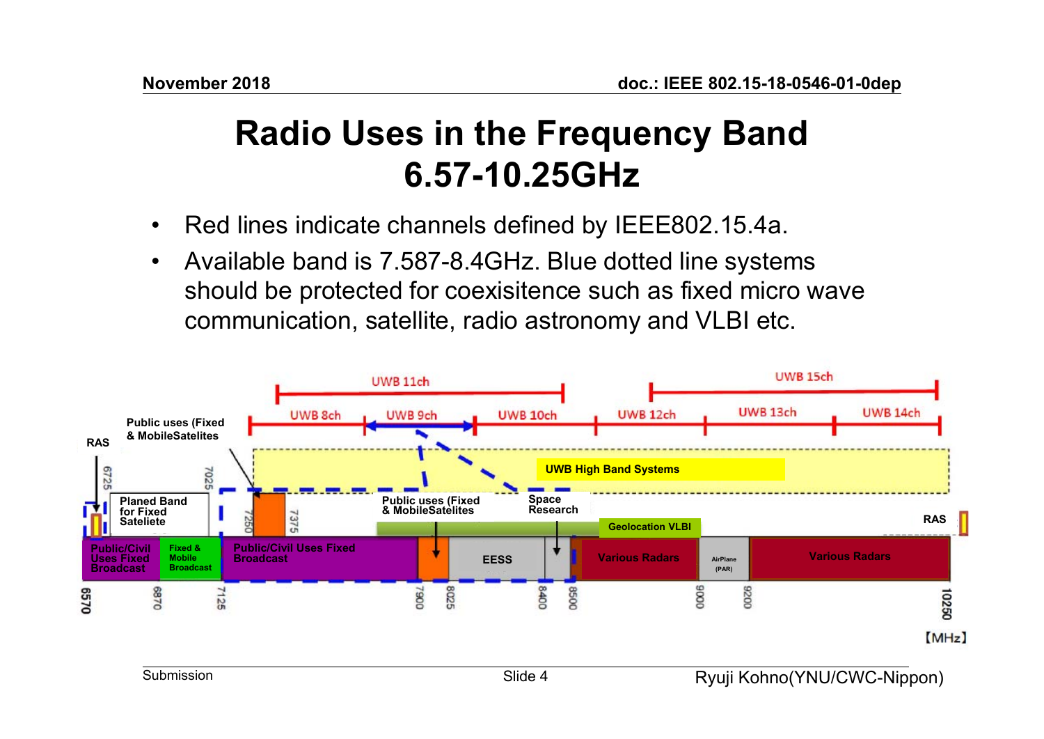# Radio Uses in the Frequency Band 6.57-10.25GHz

- Red lines indicate channels defined by IEEE802.15.4a.
- Available band is 7.587-8.4GHz. Blue dotted line systems should be protected for coexisitence such as fixed micro wave communication, satellite, radio astronomy and VLBI etc.

UWB 11ch | UWB 15ch

UWB 8ch | UWB 9ch | UWB 10ch | UWB 12ch | UWB 13ch | UWB 14ch

UWB High Band Systems

RAS | Public uses (Fixed & MobileSatelites | Planed Band for Fixed Sateliete | Public uses (Fixed & MobileSatelites | Space Research | Geolocation VLBI | RAS

Public/Civil Uses Fixed Broadcast | Fixed & Mobile Broadcast | Public/Civil Uses Fixed Broadcast | EESS | Various Radars | AirPlane (PAR) | Various Radars

6570 | 6725 | 6870 | 7025 | 7125 | 7250 | 7375 | 7900 | 8025 | 8400 | 8500 | 9000 | 9200 | 10250

【MHz】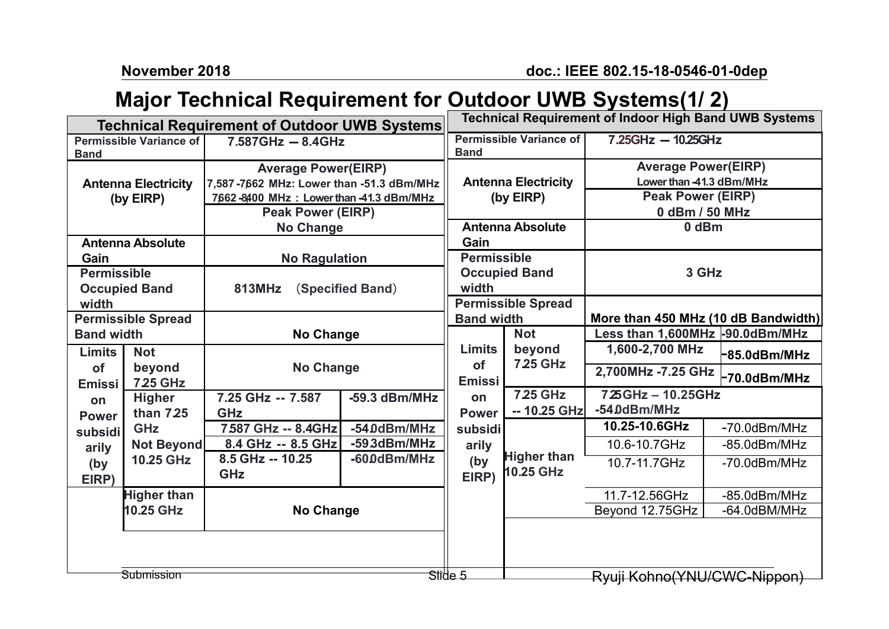# Major Technical Requirement for Outdoor UWB Systems(1/ 2)

| Technical Requirement of Outdoor UWB Systems | | | |
|---|---|---|---|
| Permissible Variance of Band | | 7.587GHz — 8.4GHz | |
| Antenna Electricity (by EIRP) | | Average Power(EIRP)<br>7,587-7,662 MHz: Lower than -51.3 dBm/MHz<br>7,662-8,400 MHz : Lower than -41.3 dBm/MHz<br>Peak Power (EIRP)<br>No Change | |
| Antenna Absolute Gain | | No Ragulation | |
| Permissible Occupied Band width | | 813MHz (Specified Band) | |
| Permissible Spread Band width | | No Change | |
| Limits of Emission Power subsidiarily (by EIRP) | Not beyond 7.25 GHz | No Change | |
| | Higher than 7.25 GHz Not Beyond 10.25 GHz | 7.25 GHz -- 7.587 GHz | -59.3 dBm/MHz |
| | | 7.587 GHz -- 8.4GHz | -54.0dBm/MHz |
| | | 8.4 GHz -- 8.5 GHz | -59.3dBm/MHz |
| | | 8.5 GHz -- 10.25 GHz | -60.0dBm/MHz |
| | Higher than 10.25 GHz | No Change | |

| Technical Requirement of Indoor High Band UWB Systems | | | |
|---|---|---|---|
| Permissible Variance of Band | | 7.25GHz — 10.25GHz | |
| Antenna Electricity (by EIRP) | | Average Power(EIRP)<br>Lower than -41.3 dBm/MHz<br>Peak Power (EIRP)<br>0 dBm / 50 MHz | |
| Antenna Absolute Gain | | 0 dBm | |
| Permissible Occupied Band width | | 3 GHz | |
| Permissible Spread Band width | | More than 450 MHz (10 dB Bandwidth) | |
| Limits of Emission Power subsidiarily (by EIRP) | Not beyond 7.25 GHz | Less than 1,600MHz | -90.0dBm/MHz |
| | | 1,600-2,700 MHz | -85.0dBm/MHz |
| | | 2,700MHz -7.25 GHz | -70.0dBm/MHz |
| | 7.25 GHz -- 10.25 GHz | 7.25GHz – 10.25GHz -54.0dBm/MHz | |
| | Higher than 10.25 GHz | 10.25-10.6GHz | -70.0dBm/MHz |
| | | 10.6-10.7GHz | -85.0dBm/MHz |
| | | 10.7-11.7GHz | -70.0dBm/MHz |
| | | 11.7-12.56GHz | -85.0dBm/MHz |
| | | Beyond 12.75GHz | -64.0dBM/MHz |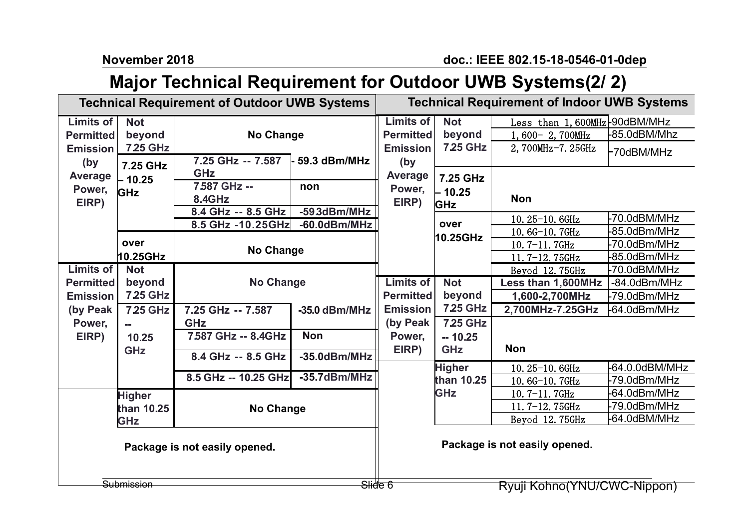# Major Technical Requirement for Outdoor UWB Systems(2/ 2)

| Technical Requirement of Outdoor UWB Systems | | | |
|---|---|---|---|
| Limits of Permitted Emission (by Average Power, EIRP) | Not beyond 7.25 GHz | No Change | |
| | 7.25 GHz – 10.25 GHz | 7.25 GHz -- 7.587 GHz | - 59.3 dBm/MHz |
| | | 7.587 GHz -- 8.4GHz | non |
| | | 8.4 GHz -- 8.5 GHz | -59.3dBm/MHz |
| | | 8.5 GHz -10.25GHz | -60.0dBm/MHz |
| | over 10.25GHz | No Change | |
| Limits of Permitted Emission (by Peak Power, EIRP) | Not beyond 7.25 GHz | No Change | |
| | 7.25 GHz -- 10.25 GHz | 7.25 GHz -- 7.587 GHz | -35.0 dBm/MHz |
| | | 7.587 GHz -- 8.4GHz | Non |
| | | 8.4 GHz -- 8.5 GHz | -35.0dBm/MHz |
| | | 8.5 GHz -- 10.25 GHz | -35.7dBm/MHz |
| | Higher than 10.25 GHz | No Change | |

Package is not easily opened.

| Technical Requirement of Indoor UWB Systems | | | |
|---|---|---|---|
| Limits of Permitted Emission (by Average Power, EIRP) | Not beyond 7.25 GHz | Less than 1,600MHz | -90dBM/MHz |
| | | 1,600- 2,700MHz | -85.0dBM/Mhz |
| | | 2,700MHz-7.25GHz | -70dBM/MHz |
| | 7.25 GHz – 10.25 GHz | Non | |
| | over 10.25GHz | 10.25-10.6GHz | -70.0dBM/MHz |
| | | 10.6G-10.7GHz | -85.0dBm/MHz |
| | | 10.7-11.7GHz | -70.0dBm/MHz |
| | | 11.7-12.75GHz | -85.0dBm/MHz |
| | | Beyod 12.75GHz | -70.0dBM/MHz |
| Limits of Permitted Emission (by Peak Power, EIRP) | Not beyond 7.25 GHz | Less than 1,600MHz | -84.0dBm/MHz |
| | | 1,600-2,700MHz | -79.0dBm/MHz |
| | | 2,700MHz-7.25GHz | -64.0dBm/MHz |
| | 7.25 GHz -- 10.25 GHz | Non | |
| | Higher than 10.25 GHz | 10.25-10.6GHz | -64.0.0dBM/MHz |
| | | 10.6G-10.7GHz | -79.0dBm/MHz |
| | | 10.7-11.7GHz | -64.0dBm/MHz |
| | | 11.7-12.75GHz | -79.0dBm/MHz |
| | | Beyod 12.75GHz | -64.0dBM/MHz |

Package is not easily opened.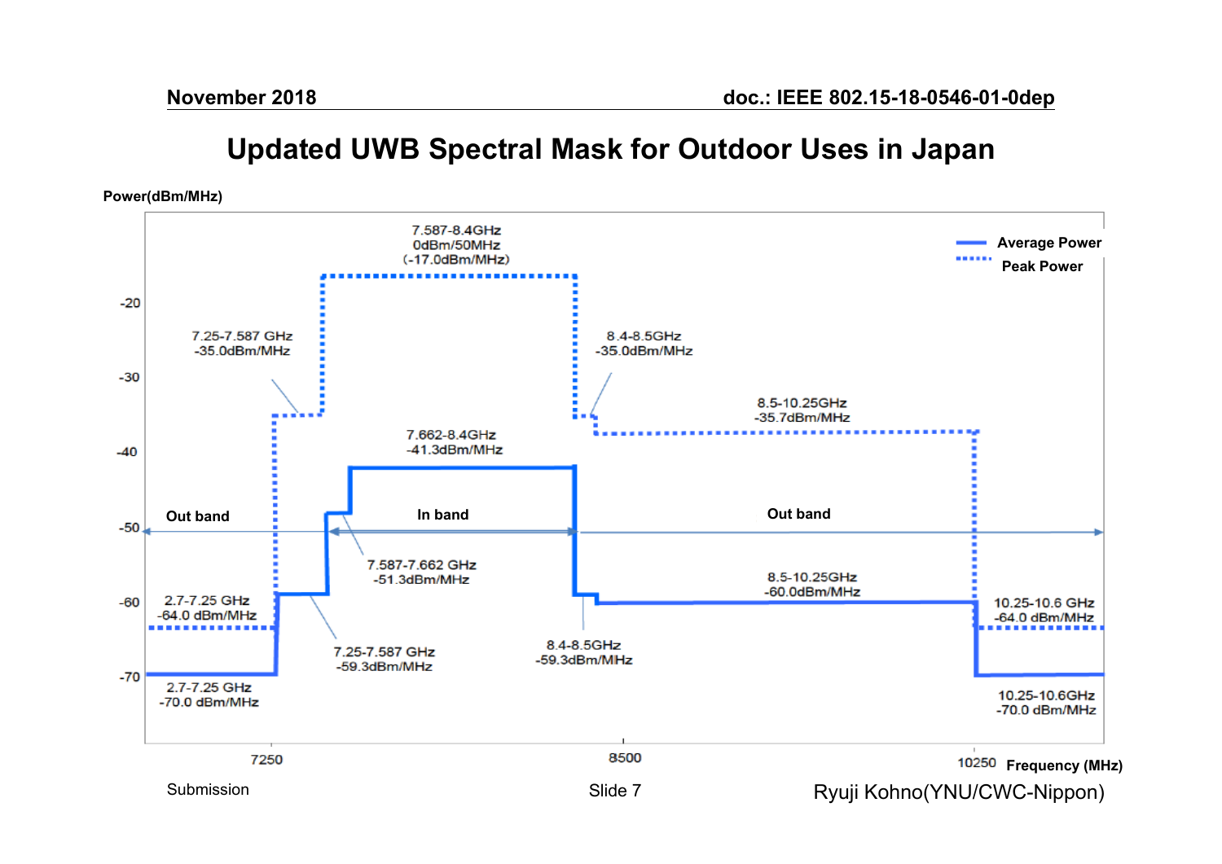# Updated UWB Spectral Mask for Outdoor Uses in Japan

Power(dBm/MHz)

- Average Power
- Peak Power

7.587-8.4GHz
0dBm/50MHz
(-17.0dBm/MHz)

7.25-7.587 GHz
-35.0dBm/MHz

8.4-8.5GHz
-35.0dBm/MHz

8.5-10.25GHz
-35.7dBm/MHz

7.662-8.4GHz
-41.3dBm/MHz

Out band | In band | Out band

7.587-7.662 GHz
-51.3dBm/MHz

8.5-10.25GHz
-60.0dBm/MHz

2.7-7.25 GHz
-64.0 dBm/MHz

10.25-10.6 GHz
-64.0 dBm/MHz

7.25-7.587 GHz
-59.3dBm/MHz

8.4-8.5GHz
-59.3dBm/MHz

2.7-7.25 GHz
-70.0 dBm/MHz

10.25-10.6GHz
-70.0 dBm/MHz

Frequency (MHz): 7250, 8500, 10250

Power axis: -20, -30, -40, -50, -60, -70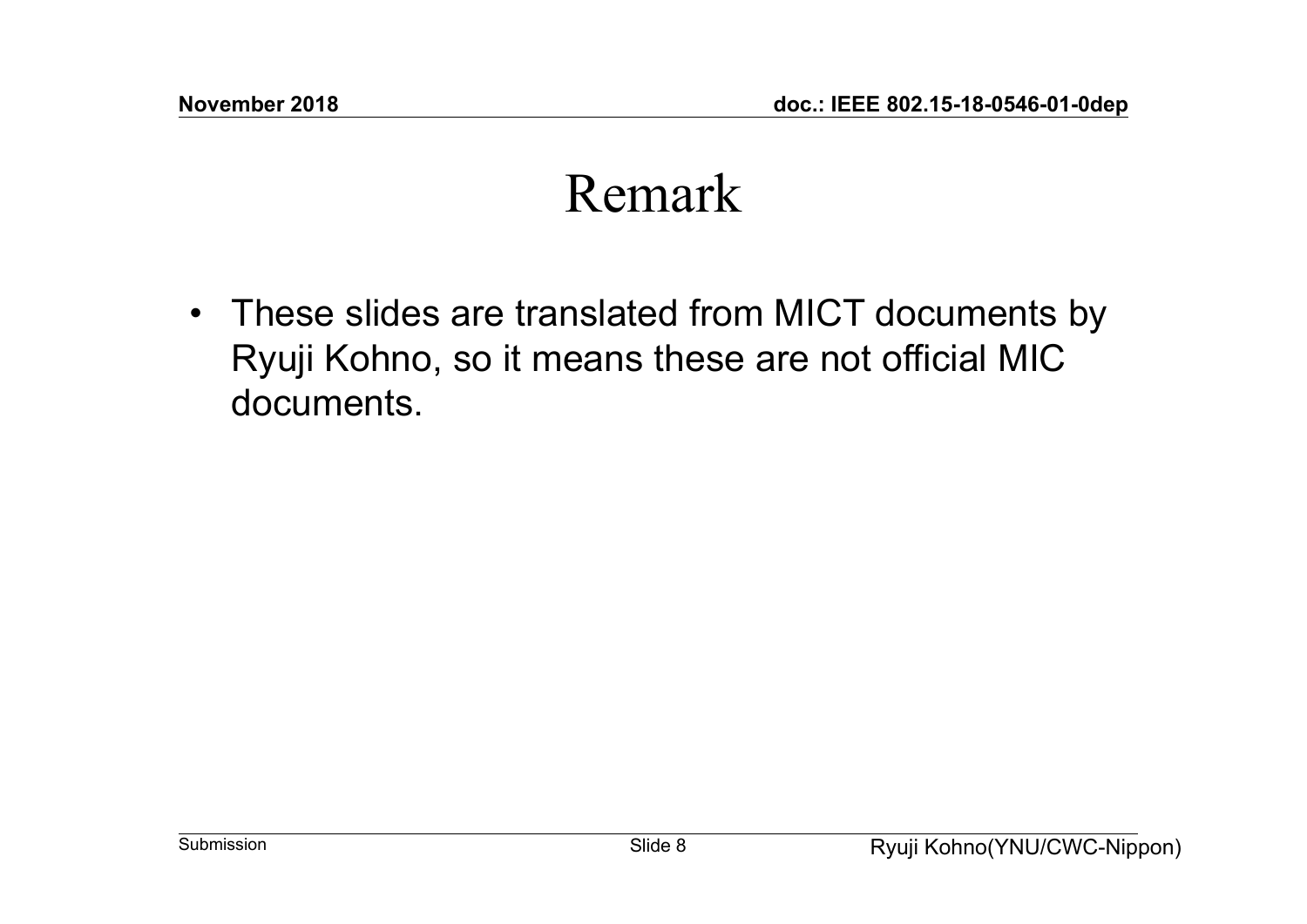# Remark

- These slides are translated from MICT documents by Ryuji Kohno, so it means these are not official MIC documents.